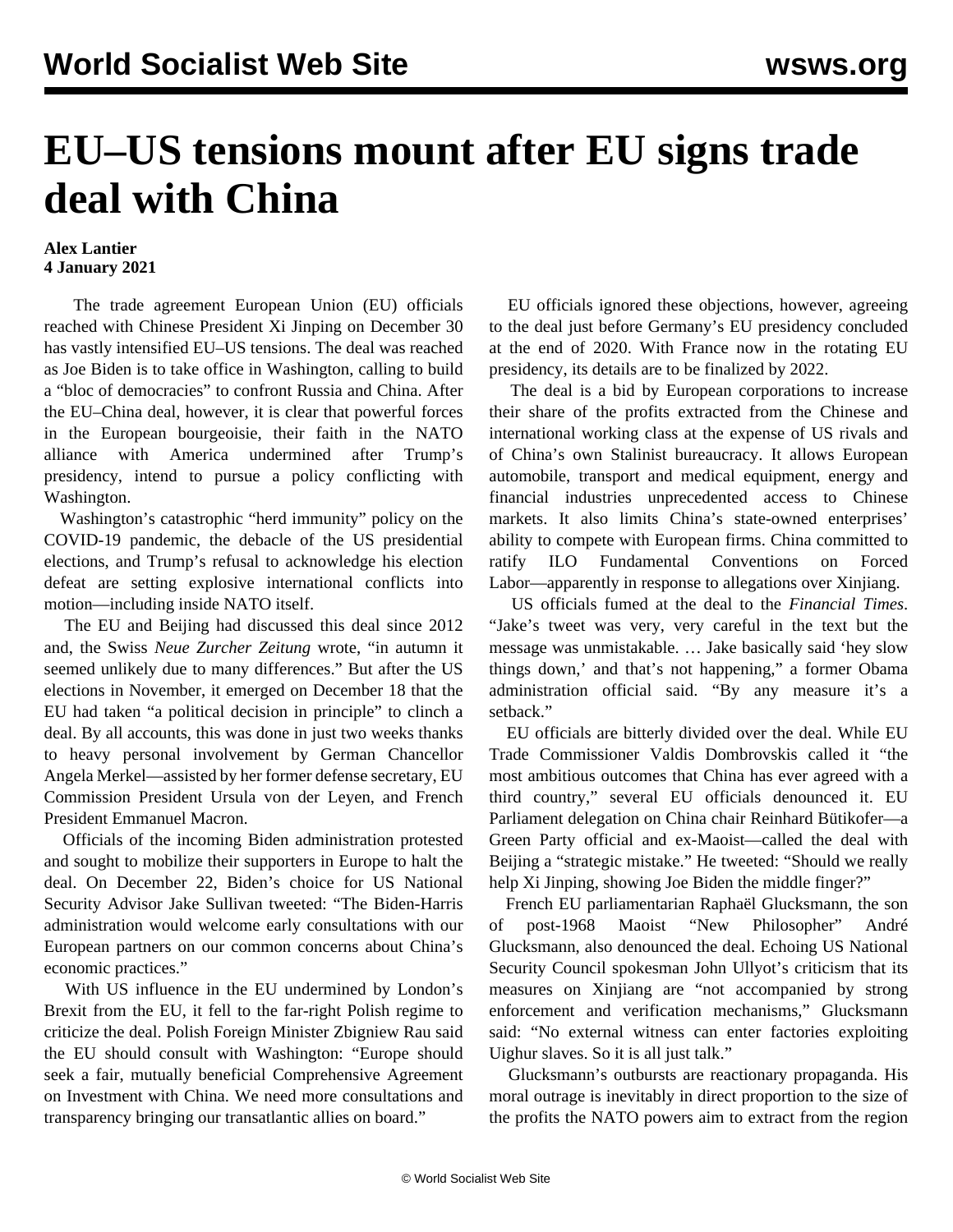# EU–US tensions mount after EU signs trade deal with China

**Alex Lantier**
**4 January 2021**

The trade agreement European Union (EU) officials reached with Chinese President Xi Jinping on December 30 has vastly intensified EU–US tensions. The deal was reached as Joe Biden is to take office in Washington, calling to build a "bloc of democracies" to confront Russia and China. After the EU–China deal, however, it is clear that powerful forces in the European bourgeoisie, their faith in the NATO alliance with America undermined after Trump's presidency, intend to pursue a policy conflicting with Washington.

Washington's catastrophic "herd immunity" policy on the COVID-19 pandemic, the debacle of the US presidential elections, and Trump's refusal to acknowledge his election defeat are setting explosive international conflicts into motion—including inside NATO itself.

The EU and Beijing had discussed this deal since 2012 and, the Swiss *Neue Zurcher Zeitung* wrote, "in autumn it seemed unlikely due to many differences." But after the US elections in November, it emerged on December 18 that the EU had taken "a political decision in principle" to clinch a deal. By all accounts, this was done in just two weeks thanks to heavy personal involvement by German Chancellor Angela Merkel—assisted by her former defense secretary, EU Commission President Ursula von der Leyen, and French President Emmanuel Macron.

Officials of the incoming Biden administration protested and sought to mobilize their supporters in Europe to halt the deal. On December 22, Biden's choice for US National Security Advisor Jake Sullivan tweeted: "The Biden-Harris administration would welcome early consultations with our European partners on our common concerns about China's economic practices."

With US influence in the EU undermined by London's Brexit from the EU, it fell to the far-right Polish regime to criticize the deal. Polish Foreign Minister Zbigniew Rau said the EU should consult with Washington: "Europe should seek a fair, mutually beneficial Comprehensive Agreement on Investment with China. We need more consultations and transparency bringing our transatlantic allies on board."

EU officials ignored these objections, however, agreeing to the deal just before Germany's EU presidency concluded at the end of 2020. With France now in the rotating EU presidency, its details are to be finalized by 2022.

The deal is a bid by European corporations to increase their share of the profits extracted from the Chinese and international working class at the expense of US rivals and of China's own Stalinist bureaucracy. It allows European automobile, transport and medical equipment, energy and financial industries unprecedented access to Chinese markets. It also limits China's state-owned enterprises' ability to compete with European firms. China committed to ratify ILO Fundamental Conventions on Forced Labor—apparently in response to allegations over Xinjiang.

US officials fumed at the deal to the *Financial Times*. "Jake's tweet was very, very careful in the text but the message was unmistakable. … Jake basically said 'hey slow things down,' and that's not happening," a former Obama administration official said. "By any measure it's a setback."

EU officials are bitterly divided over the deal. While EU Trade Commissioner Valdis Dombrovskis called it "the most ambitious outcomes that China has ever agreed with a third country," several EU officials denounced it. EU Parliament delegation on China chair Reinhard Bütikofer—a Green Party official and ex-Maoist—called the deal with Beijing a "strategic mistake." He tweeted: "Should we really help Xi Jinping, showing Joe Biden the middle finger?"

French EU parliamentarian Raphaël Glucksmann, the son of post-1968 Maoist "New Philosopher" André Glucksmann, also denounced the deal. Echoing US National Security Council spokesman John Ullyot's criticism that its measures on Xinjiang are "not accompanied by strong enforcement and verification mechanisms," Glucksmann said: "No external witness can enter factories exploiting Uighur slaves. So it is all just talk."

Glucksmann's outbursts are reactionary propaganda. His moral outrage is inevitably in direct proportion to the size of the profits the NATO powers aim to extract from the region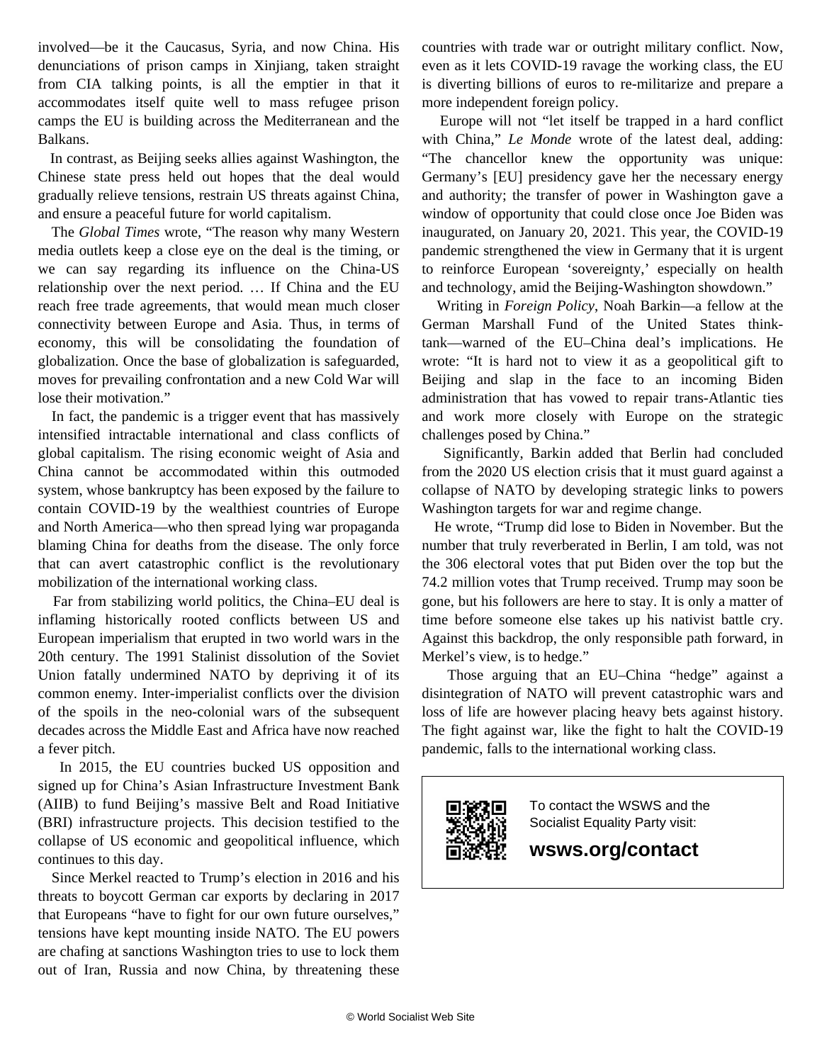involved—be it the Caucasus, Syria, and now China. His denunciations of prison camps in Xinjiang, taken straight from CIA talking points, is all the emptier in that it accommodates itself quite well to mass refugee prison camps the EU is building across the Mediterranean and the Balkans.

In contrast, as Beijing seeks allies against Washington, the Chinese state press held out hopes that the deal would gradually relieve tensions, restrain US threats against China, and ensure a peaceful future for world capitalism.

The *Global Times* wrote, "The reason why many Western media outlets keep a close eye on the deal is the timing, or we can say regarding its influence on the China-US relationship over the next period. … If China and the EU reach free trade agreements, that would mean much closer connectivity between Europe and Asia. Thus, in terms of economy, this will be consolidating the foundation of globalization. Once the base of globalization is safeguarded, moves for prevailing confrontation and a new Cold War will lose their motivation."

In fact, the pandemic is a trigger event that has massively intensified intractable international and class conflicts of global capitalism. The rising economic weight of Asia and China cannot be accommodated within this outmoded system, whose bankruptcy has been exposed by the failure to contain COVID-19 by the wealthiest countries of Europe and North America—who then spread lying war propaganda blaming China for deaths from the disease. The only force that can avert catastrophic conflict is the revolutionary mobilization of the international working class.

Far from stabilizing world politics, the China–EU deal is inflaming historically rooted conflicts between US and European imperialism that erupted in two world wars in the 20th century. The 1991 Stalinist dissolution of the Soviet Union fatally undermined NATO by depriving it of its common enemy. Inter-imperialist conflicts over the division of the spoils in the neo-colonial wars of the subsequent decades across the Middle East and Africa have now reached a fever pitch.

In 2015, the EU countries bucked US opposition and signed up for China's Asian Infrastructure Investment Bank (AIIB) to fund Beijing's massive Belt and Road Initiative (BRI) infrastructure projects. This decision testified to the collapse of US economic and geopolitical influence, which continues to this day.

Since Merkel reacted to Trump's election in 2016 and his threats to boycott German car exports by declaring in 2017 that Europeans "have to fight for our own future ourselves," tensions have kept mounting inside NATO. The EU powers are chafing at sanctions Washington tries to use to lock them out of Iran, Russia and now China, by threatening these countries with trade war or outright military conflict. Now, even as it lets COVID-19 ravage the working class, the EU is diverting billions of euros to re-militarize and prepare a more independent foreign policy.

Europe will not "let itself be trapped in a hard conflict with China," *Le Monde* wrote of the latest deal, adding: "The chancellor knew the opportunity was unique: Germany's [EU] presidency gave her the necessary energy and authority; the transfer of power in Washington gave a window of opportunity that could close once Joe Biden was inaugurated, on January 20, 2021. This year, the COVID-19 pandemic strengthened the view in Germany that it is urgent to reinforce European 'sovereignty,' especially on health and technology, amid the Beijing-Washington showdown."

Writing in *Foreign Policy*, Noah Barkin—a fellow at the German Marshall Fund of the United States think-tank—warned of the EU–China deal's implications. He wrote: "It is hard not to view it as a geopolitical gift to Beijing and slap in the face to an incoming Biden administration that has vowed to repair trans-Atlantic ties and work more closely with Europe on the strategic challenges posed by China."

Significantly, Barkin added that Berlin had concluded from the 2020 US election crisis that it must guard against a collapse of NATO by developing strategic links to powers Washington targets for war and regime change.

He wrote, "Trump did lose to Biden in November. But the number that truly reverberated in Berlin, I am told, was not the 306 electoral votes that put Biden over the top but the 74.2 million votes that Trump received. Trump may soon be gone, but his followers are here to stay. It is only a matter of time before someone else takes up his nativist battle cry. Against this backdrop, the only responsible path forward, in Merkel's view, is to hedge."

Those arguing that an EU–China "hedge" against a disintegration of NATO will prevent catastrophic wars and loss of life are however placing heavy bets against history. The fight against war, like the fight to halt the COVID-19 pandemic, falls to the international working class.

To contact the WSWS and the Socialist Equality Party visit:

**wsws.org/contact**